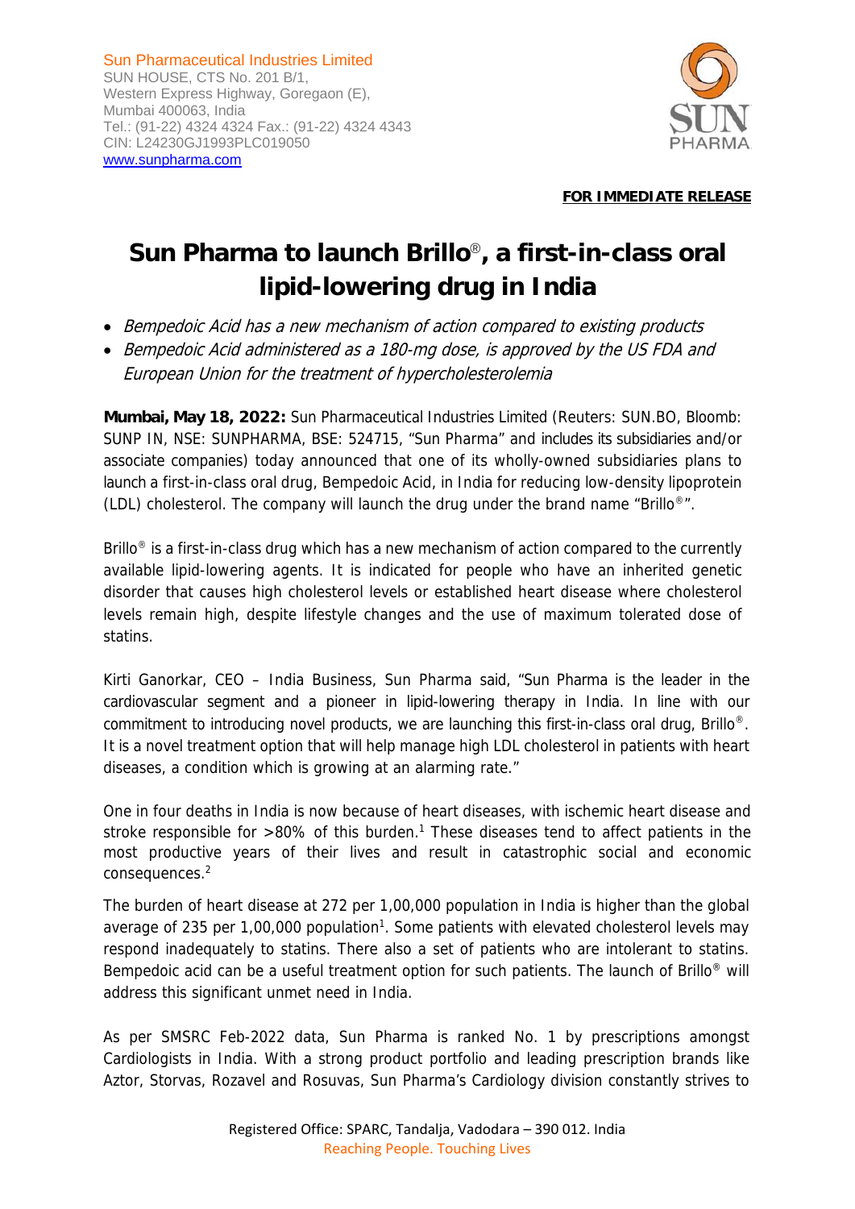Sun Pharmaceutical Industries Limited
SUN HOUSE, CTS No. 201 B/1,
Western Express Highway, Goregaon (E),
Mumbai 400063, India
Tel.: (91-22) 4324 4324 Fax.: (91-22) 4324 4343
CIN: L24230GJ1993PLC019050
www.sunpharma.com

**FOR IMMEDIATE RELEASE**

# Sun Pharma to launch Brillo®, a first-in-class oral lipid-lowering drug in India

- *Bempedoic Acid has a new mechanism of action compared to existing products*
- *Bempedoic Acid administered as a 180-mg dose, is approved by the US FDA and European Union for the treatment of hypercholesterolemia*

**Mumbai, May 18, 2022:** Sun Pharmaceutical Industries Limited (Reuters: SUN.BO, Bloomb: SUNP IN, NSE: SUNPHARMA, BSE: 524715, "Sun Pharma" and includes its subsidiaries and/or associate companies) today announced that one of its wholly-owned subsidiaries plans to launch a first-in-class oral drug, Bempedoic Acid, in India for reducing low-density lipoprotein (LDL) cholesterol. The company will launch the drug under the brand name "Brillo®".

Brillo® is a first-in-class drug which has a new mechanism of action compared to the currently available lipid-lowering agents. It is indicated for people who have an inherited genetic disorder that causes high cholesterol levels or established heart disease where cholesterol levels remain high, despite lifestyle changes and the use of maximum tolerated dose of statins.

Kirti Ganorkar, CEO – India Business, Sun Pharma said, "Sun Pharma is the leader in the cardiovascular segment and a pioneer in lipid-lowering therapy in India. In line with our commitment to introducing novel products, we are launching this first-in-class oral drug, Brillo®. It is a novel treatment option that will help manage high LDL cholesterol in patients with heart diseases, a condition which is growing at an alarming rate."

One in four deaths in India is now because of heart diseases, with ischemic heart disease and stroke responsible for >80% of this burden.[1] These diseases tend to affect patients in the most productive years of their lives and result in catastrophic social and economic consequences.[2]

The burden of heart disease at 272 per 1,00,000 population in India is higher than the global average of 235 per 1,00,000 population[1]. Some patients with elevated cholesterol levels may respond inadequately to statins. There also a set of patients who are intolerant to statins. Bempedoic acid can be a useful treatment option for such patients. The launch of Brillo® will address this significant unmet need in India.

As per SMSRC Feb-2022 data, Sun Pharma is ranked No. 1 by prescriptions amongst Cardiologists in India. With a strong product portfolio and leading prescription brands like Aztor, Storvas, Rozavel and Rosuvas, Sun Pharma's Cardiology division constantly strives to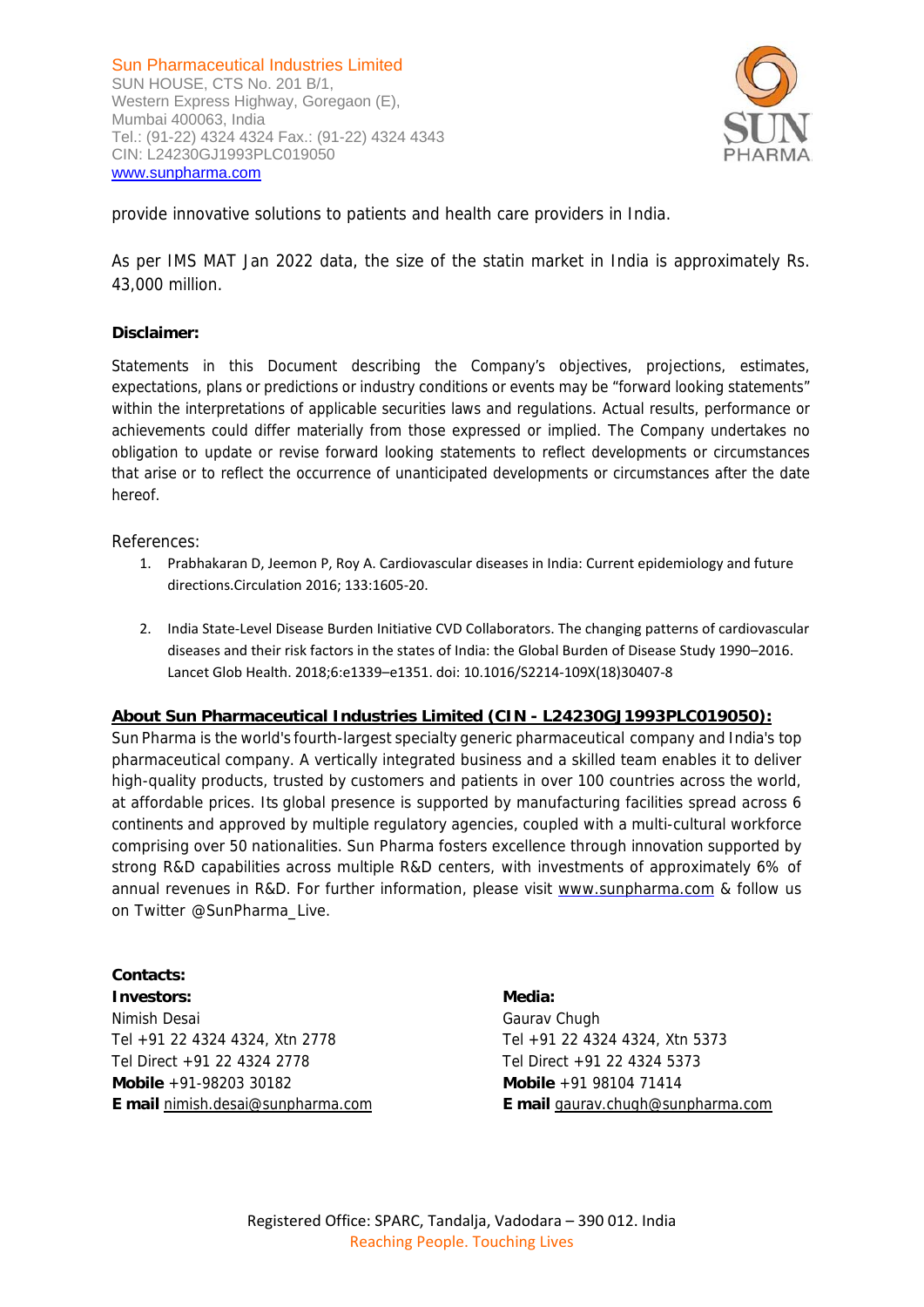provide innovative solutions to patients and health care providers in India.

As per IMS MAT Jan 2022 data, the size of the statin market in India is approximately Rs. 43,000 million.

**Disclaimer:**

Statements in this Document describing the Company's objectives, projections, estimates, expectations, plans or predictions or industry conditions or events may be "forward looking statements" within the interpretations of applicable securities laws and regulations. Actual results, performance or achievements could differ materially from those expressed or implied. The Company undertakes no obligation to update or revise forward looking statements to reflect developments or circumstances that arise or to reflect the occurrence of unanticipated developments or circumstances after the date hereof.

References:

1. Prabhakaran D, Jeemon P, Roy A. Cardiovascular diseases in India: Current epidemiology and future directions.Circulation 2016; 133:1605-20.
2. India State-Level Disease Burden Initiative CVD Collaborators. The changing patterns of cardiovascular diseases and their risk factors in the states of India: the Global Burden of Disease Study 1990–2016. Lancet Glob Health. 2018;6:e1339–e1351. doi: 10.1016/S2214-109X(18)30407-8

**About Sun Pharmaceutical Industries Limited (CIN - L24230GJ1993PLC019050):**

Sun Pharma is the world's fourth-largest specialty generic pharmaceutical company and India's top pharmaceutical company. A vertically integrated business and a skilled team enables it to deliver high-quality products, trusted by customers and patients in over 100 countries across the world, at affordable prices. Its global presence is supported by manufacturing facilities spread across 6 continents and approved by multiple regulatory agencies, coupled with a multi-cultural workforce comprising over 50 nationalities. Sun Pharma fosters excellence through innovation supported by strong R&D capabilities across multiple R&D centers, with investments of approximately 6% of annual revenues in R&D. For further information, please visit www.sunpharma.com & follow us on Twitter @SunPharma_Live.

**Contacts:**

**Investors:**
Nimish Desai
Tel +91 22 4324 4324, Xtn 2778
Tel Direct +91 22 4324 2778
**Mobile** +91-98203 30182
**E mail** nimish.desai@sunpharma.com

**Media:**
Gaurav Chugh
Tel +91 22 4324 4324, Xtn 5373
Tel Direct +91 22 4324 5373
**Mobile** +91 98104 71414
**E mail** gaurav.chugh@sunpharma.com